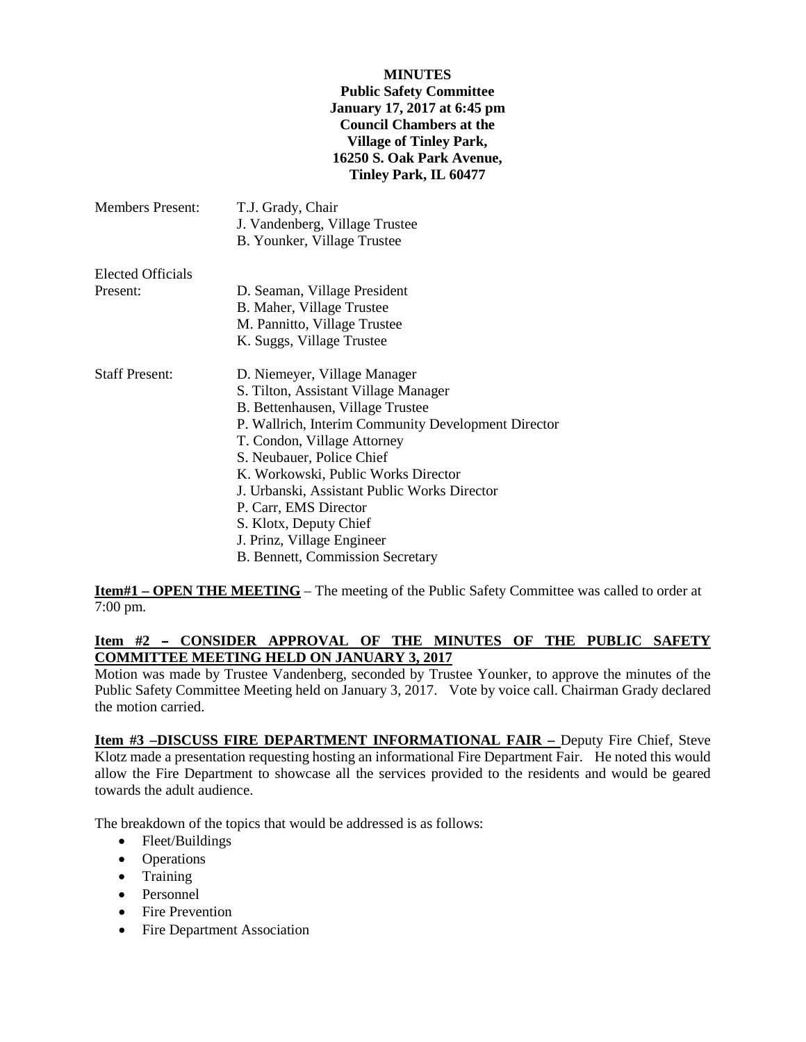**MINUTES**
**Public Safety Committee**
**January 17, 2017 at 6:45 pm**
**Council Chambers at the**
**Village of Tinley Park,**
**16250 S. Oak Park Avenue,**
**Tinley Park, IL 60477**

Members Present: T.J. Grady, Chair
J. Vandenberg, Village Trustee
B. Younker, Village Trustee

Elected Officials Present: D. Seaman, Village President
B. Maher, Village Trustee
M. Pannitto, Village Trustee
K. Suggs, Village Trustee

Staff Present: D. Niemeyer, Village Manager
S. Tilton, Assistant Village Manager
B. Bettenhausen, Village Trustee
P. Wallrich, Interim Community Development Director
T. Condon, Village Attorney
S. Neubauer, Police Chief
K. Workowski, Public Works Director
J. Urbanski, Assistant Public Works Director
P. Carr, EMS Director
S. Klotx, Deputy Chief
J. Prinz, Village Engineer
B. Bennett, Commission Secretary

**Item#1 – OPEN THE MEETING** – The meeting of the Public Safety Committee was called to order at 7:00 pm.

**Item #2 – CONSIDER APPROVAL OF THE MINUTES OF THE PUBLIC SAFETY COMMITTEE MEETING HELD ON JANUARY 3, 2017**

Motion was made by Trustee Vandenberg, seconded by Trustee Younker, to approve the minutes of the Public Safety Committee Meeting held on January 3, 2017. Vote by voice call. Chairman Grady declared the motion carried.

**Item #3 –DISCUSS FIRE DEPARTMENT INFORMATIONAL FAIR –** Deputy Fire Chief, Steve Klotz made a presentation requesting hosting an informational Fire Department Fair. He noted this would allow the Fire Department to showcase all the services provided to the residents and would be geared towards the adult audience.

The breakdown of the topics that would be addressed is as follows:

- Fleet/Buildings
- Operations
- Training
- Personnel
- Fire Prevention
- Fire Department Association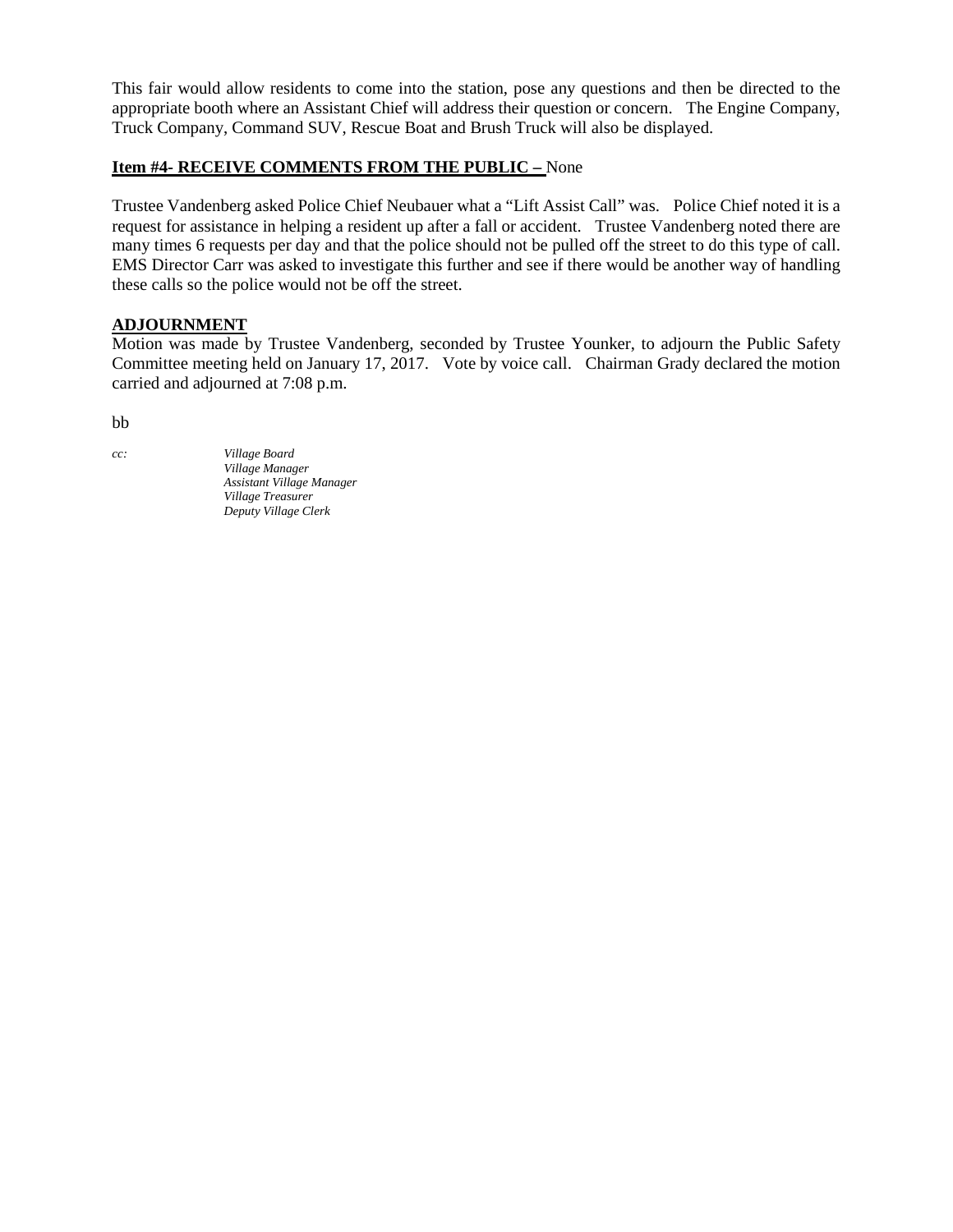This fair would allow residents to come into the station, pose any questions and then be directed to the appropriate booth where an Assistant Chief will address their question or concern. The Engine Company, Truck Company, Command SUV, Rescue Boat and Brush Truck will also be displayed.

**Item #4- RECEIVE COMMENTS FROM THE PUBLIC –** None

Trustee Vandenberg asked Police Chief Neubauer what a "Lift Assist Call" was. Police Chief noted it is a request for assistance in helping a resident up after a fall or accident. Trustee Vandenberg noted there are many times 6 requests per day and that the police should not be pulled off the street to do this type of call. EMS Director Carr was asked to investigate this further and see if there would be another way of handling these calls so the police would not be off the street.

**ADJOURNMENT**

Motion was made by Trustee Vandenberg, seconded by Trustee Younker, to adjourn the Public Safety Committee meeting held on January 17, 2017. Vote by voice call. Chairman Grady declared the motion carried and adjourned at 7:08 p.m.

bb

*cc:* *Village Board*
*Village Manager*
*Assistant Village Manager*
*Village Treasurer*
*Deputy Village Clerk*